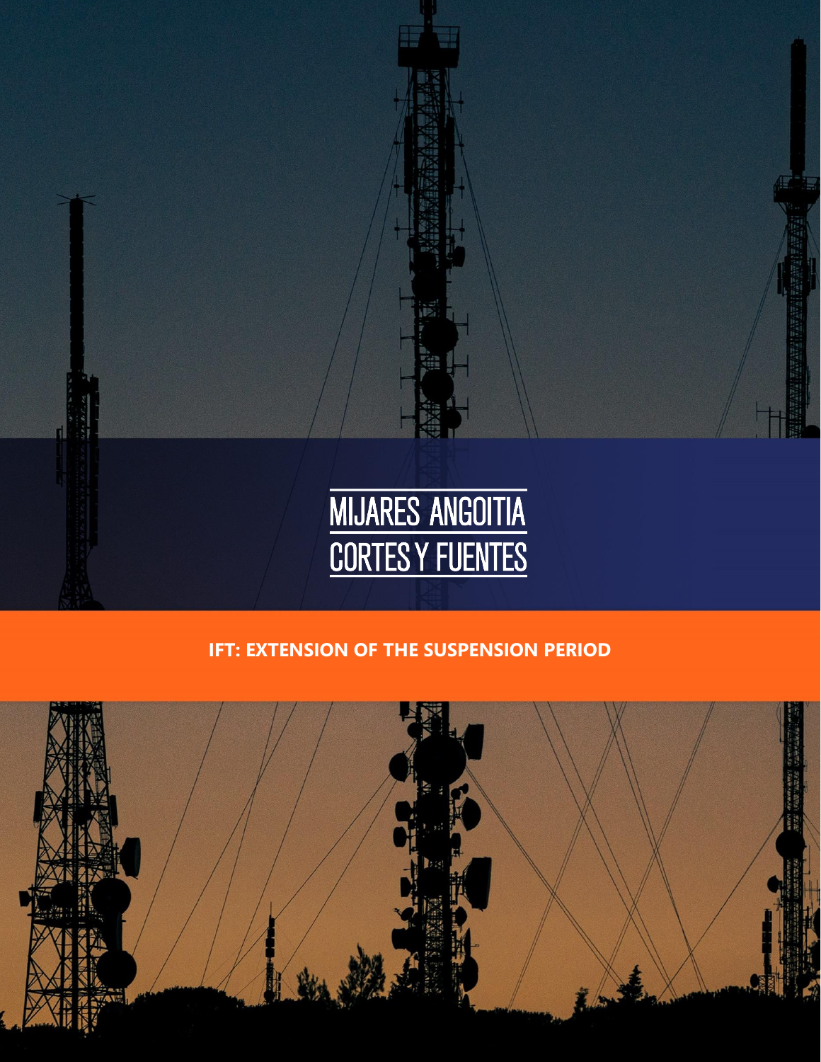MIJARES ANGOITIA
CORTES Y FUENTES

# IFT: EXTENSION OF THE SUSPENSION PERIOD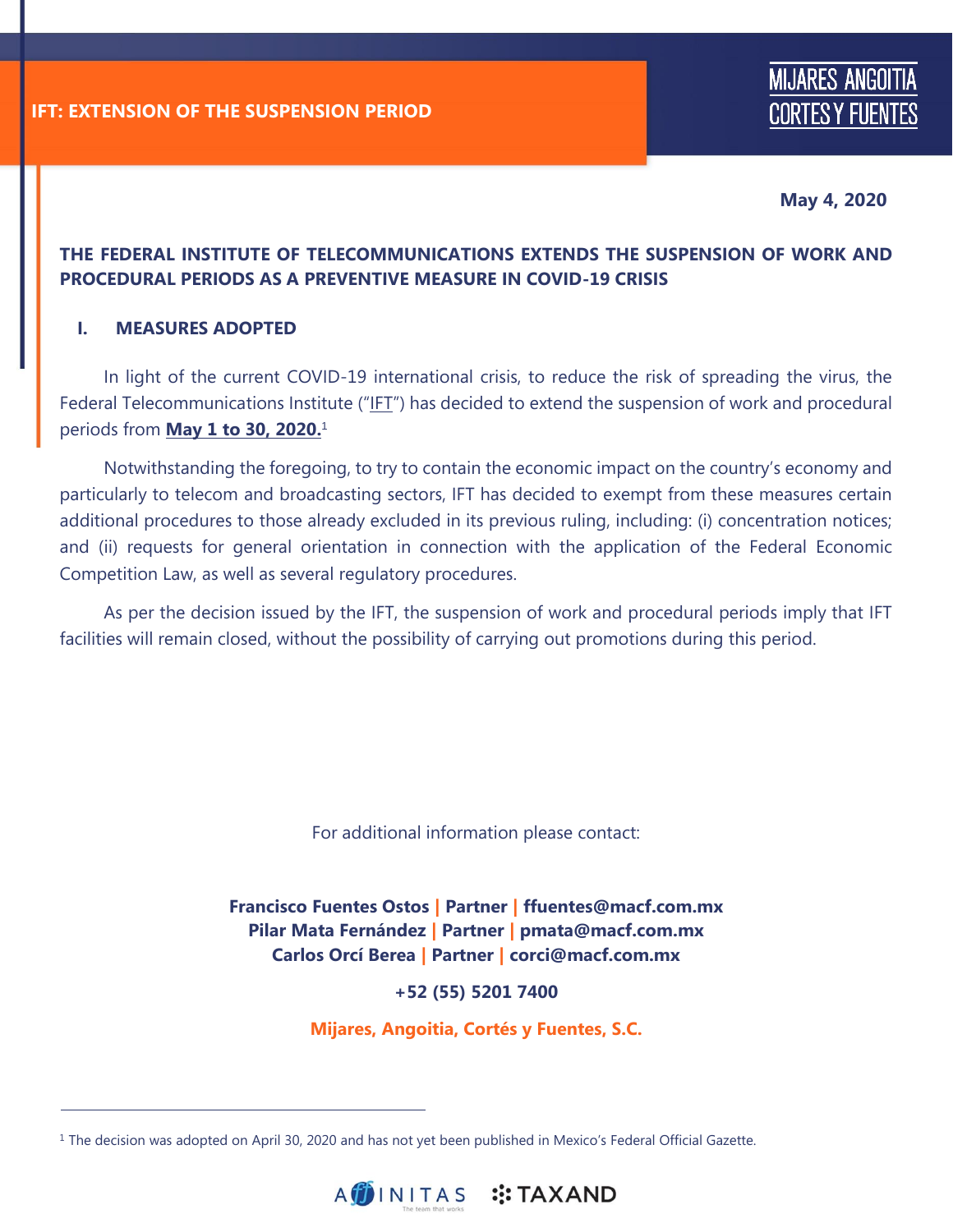**IFT: EXTENSION OF THE SUSPENSION PERIOD**

**May 4, 2020**

## THE FEDERAL INSTITUTE OF TELECOMMUNICATIONS EXTENDS THE SUSPENSION OF WORK AND PROCEDURAL PERIODS AS A PREVENTIVE MEASURE IN COVID-19 CRISIS

### I. MEASURES ADOPTED

In light of the current COVID-19 international crisis, to reduce the risk of spreading the virus, the Federal Telecommunications Institute ("IFT") has decided to extend the suspension of work and procedural periods from **May 1 to 30, 2020.**[1]

Notwithstanding the foregoing, to try to contain the economic impact on the country's economy and particularly to telecom and broadcasting sectors, IFT has decided to exempt from these measures certain additional procedures to those already excluded in its previous ruling, including: (i) concentration notices; and (ii) requests for general orientation in connection with the application of the Federal Economic Competition Law, as well as several regulatory procedures.

As per the decision issued by the IFT, the suspension of work and procedural periods imply that IFT facilities will remain closed, without the possibility of carrying out promotions during this period.

For additional information please contact:

**Francisco Fuentes Ostos | Partner | ffuentes@macf.com.mx**
**Pilar Mata Fernández | Partner | pmata@macf.com.mx**
**Carlos Orcí Berea | Partner | corci@macf.com.mx**

**+52 (55) 5201 7400**

**Mijares, Angoitia, Cortés y Fuentes, S.C.**

---

[1] The decision was adopted on April 30, 2020 and has not yet been published in Mexico's Federal Official Gazette.